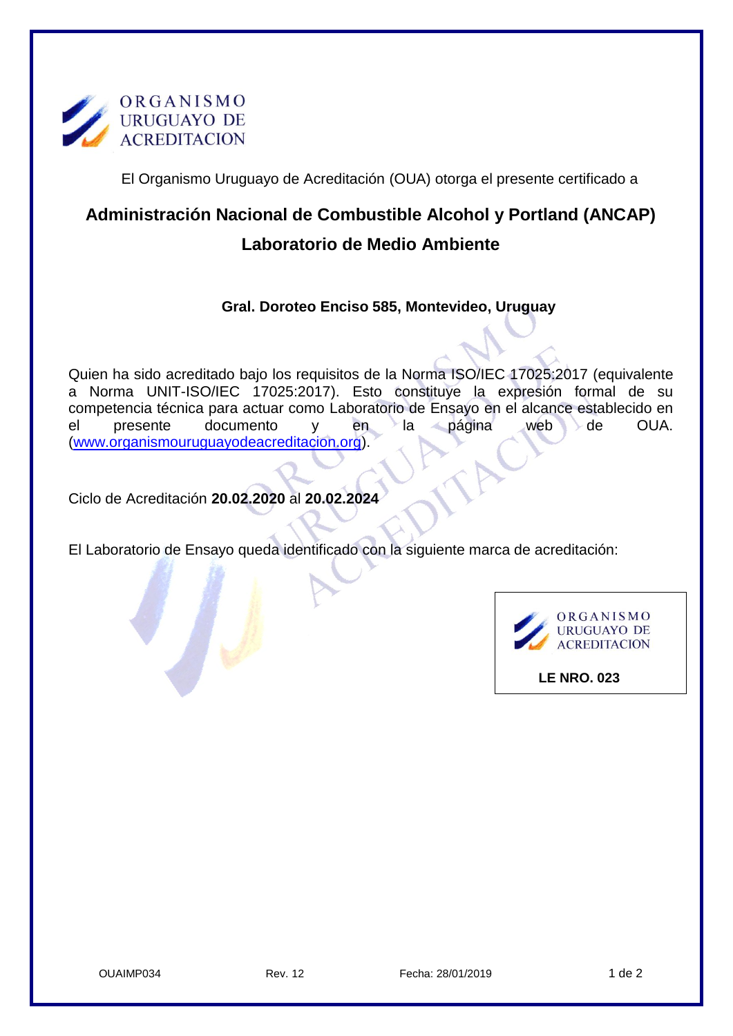ORGANISMO
URUGUAYO DE
ACREDITACION

El Organismo Uruguayo de Acreditación (OUA) otorga el presente certificado a

# Administración Nacional de Combustible Alcohol y Portland (ANCAP)

## Laboratorio de Medio Ambiente

**Gral. Doroteo Enciso 585, Montevideo, Uruguay**

Quien ha sido acreditado bajo los requisitos de la Norma ISO/IEC 17025:2017 (equivalente a Norma UNIT-ISO/IEC 17025:2017). Esto constituye la expresión formal de su competencia técnica para actuar como Laboratorio de Ensayo en el alcance establecido en el presente documento y en la página web de OUA. (www.organismouruguayodeacreditacion.org).

Ciclo de Acreditación **20.02.2020** al **20.02.2024**

El Laboratorio de Ensayo queda identificado con la siguiente marca de acreditación:

ORGANISMO
URUGUAYO DE
ACREDITACION

**LE NRO. 023**

OUAIMP034 Rev. 12 Fecha: 28/01/2019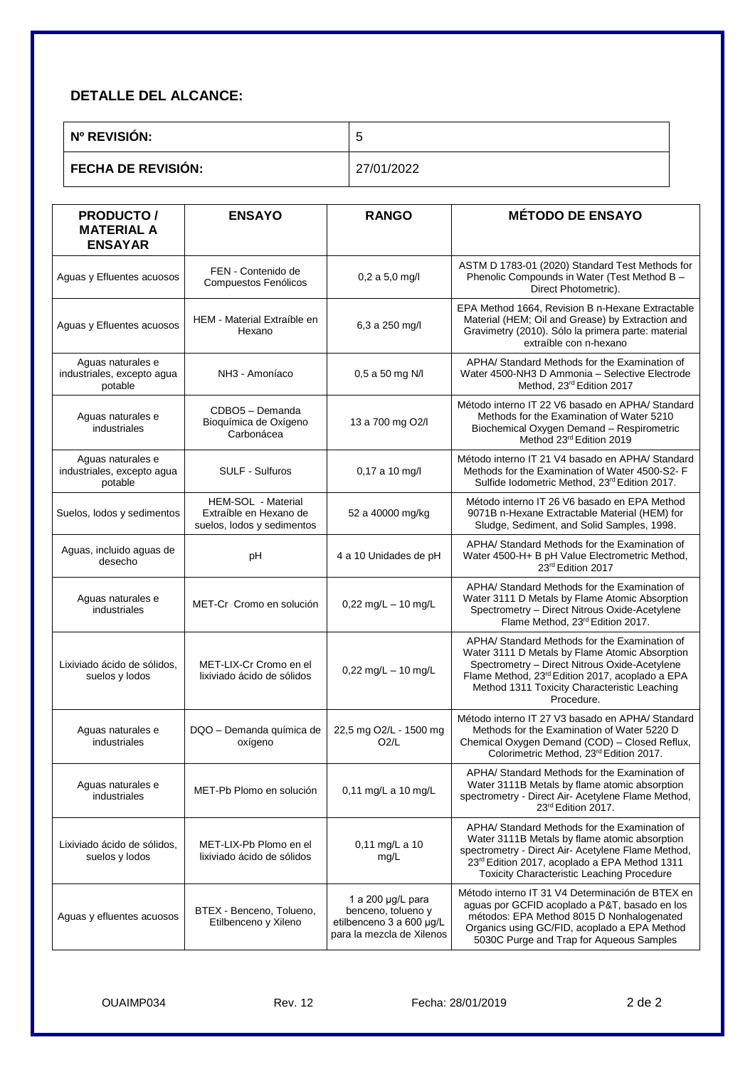## DETALLE DEL ALCANCE:

| | |
|---|---|
| **Nº REVISIÓN:** | 5 |
| **FECHA DE REVISIÓN:** | 27/01/2022 |

| PRODUCTO / MATERIAL A ENSAYAR | ENSAYO | RANGO | MÉTODO DE ENSAYO |
|---|---|---|---|
| Aguas y Efluentes acuosos | FEN - Contenido de Compuestos Fenólicos | 0,2 a 5,0 mg/l | ASTM D 1783-01 (2020) Standard Test Methods for Phenolic Compounds in Water (Test Method B – Direct Photometric). |
| Aguas y Efluentes acuosos | HEM - Material Extraíble en Hexano | 6,3 a 250 mg/l | EPA Method 1664, Revision B n-Hexane Extractable Material (HEM; Oil and Grease) by Extraction and Gravimetry (2010). Sólo la primera parte: material extraíble con n-hexano |
| Aguas naturales e industriales, excepto agua potable | NH3 - Amoníaco | 0,5 a 50 mg N/l | APHA/ Standard Methods for the Examination of Water 4500-NH3 D Ammonia – Selective Electrode Method, 23rd Edition 2017 |
| Aguas naturales e industriales | CDBO5 – Demanda Bioquímica de Oxígeno Carbonácea | 13 a 700 mg O2/l | Método interno IT 22 V6 basado en APHA/ Standard Methods for the Examination of Water 5210 Biochemical Oxygen Demand – Respirometric Method 23rd Edition 2019 |
| Aguas naturales e industriales, excepto agua potable | SULF - Sulfuros | 0,17 a 10 mg/l | Método interno IT 21 V4 basado en APHA/ Standard Methods for the Examination of Water 4500-S2- F Sulfide Iodometric Method, 23rd Edition 2017. |
| Suelos, lodos y sedimentos | HEM-SOL - Material Extraíble en Hexano de suelos, lodos y sedimentos | 52 a 40000 mg/kg | Método interno IT 26 V6 basado en EPA Method 9071B n-Hexane Extractable Material (HEM) for Sludge, Sediment, and Solid Samples, 1998. |
| Aguas, incluido aguas de desecho | pH | 4 a 10 Unidades de pH | APHA/ Standard Methods for the Examination of Water 4500-H+ B pH Value Electrometric Method, 23rd Edition 2017 |
| Aguas naturales e industriales | MET-Cr Cromo en solución | 0,22 mg/L – 10 mg/L | APHA/ Standard Methods for the Examination of Water 3111 D Metals by Flame Atomic Absorption Spectrometry – Direct Nitrous Oxide-Acetylene Flame Method, 23rd Edition 2017. |
| Lixiviado ácido de sólidos, suelos y lodos | MET-LIX-Cr Cromo en el lixiviado ácido de sólidos | 0,22 mg/L – 10 mg/L | APHA/ Standard Methods for the Examination of Water 3111 D Metals by Flame Atomic Absorption Spectrometry – Direct Nitrous Oxide-Acetylene Flame Method, 23rd Edition 2017, acoplado a EPA Method 1311 Toxicity Characteristic Leaching Procedure. |
| Aguas naturales e industriales | DQO – Demanda química de oxígeno | 22,5 mg O2/L - 1500 mg O2/L | Método interno IT 27 V3 basado en APHA/ Standard Methods for the Examination of Water 5220 D Chemical Oxygen Demand (COD) – Closed Reflux, Colorimetric Method, 23rd Edition 2017. |
| Aguas naturales e industriales | MET-Pb Plomo en solución | 0,11 mg/L a 10 mg/L | APHA/ Standard Methods for the Examination of Water 3111B Metals by flame atomic absorption spectrometry - Direct Air- Acetylene Flame Method, 23rd Edition 2017. |
| Lixiviado ácido de sólidos, suelos y lodos | MET-LIX-Pb Plomo en el lixiviado ácido de sólidos | 0,11 mg/L a 10 mg/L | APHA/ Standard Methods for the Examination of Water 3111B Metals by flame atomic absorption spectrometry - Direct Air- Acetylene Flame Method, 23rd Edition 2017, acoplado a EPA Method 1311 Toxicity Characteristic Leaching Procedure |
| Aguas y efluentes acuosos | BTEX - Benceno, Tolueno, Etilbenceno y Xileno | 1 a 200 µg/L para benceno, tolueno y etilbenceno 3 a 600 µg/L para la mezcla de Xilenos | Método interno IT 31 V4 Determinación de BTEX en aguas por GCFID acoplado a P&T, basado en los métodos: EPA Method 8015 D Nonhalogenated Organics using GC/FID, acoplado a EPA Method 5030C Purge and Trap for Aqueous Samples |

OUAIMP034 Rev. 12 Fecha: 28/01/2019